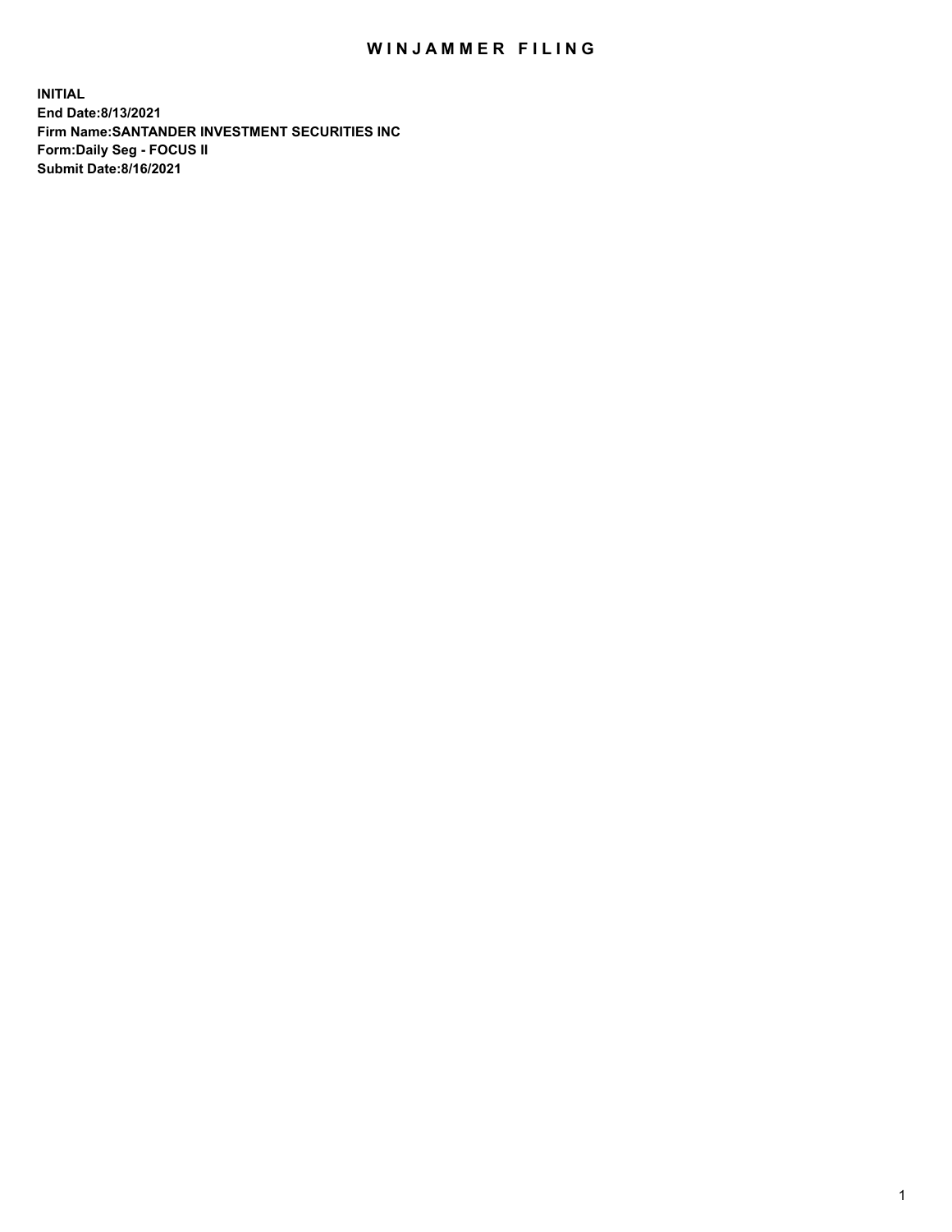# WINJAMMER FILING

**INITIAL**
**End Date:8/13/2021**
**Firm Name:SANTANDER INVESTMENT SECURITIES INC**
**Form:Daily Seg - FOCUS II**
**Submit Date:8/16/2021**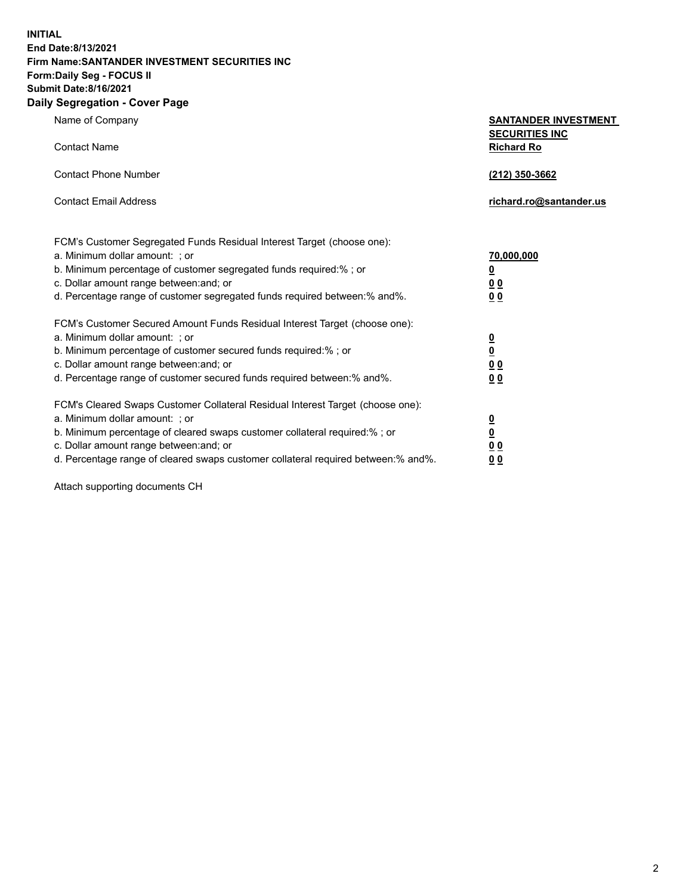**INITIAL**
**End Date:8/13/2021**
**Firm Name:SANTANDER INVESTMENT SECURITIES INC**
**Form:Daily Seg - FOCUS II**
**Submit Date:8/16/2021**

## Daily Segregation - Cover Page

| | |
|---|---|
| Name of Company | **SANTANDER INVESTMENT SECURITIES INC** |
| Contact Name | **Richard Ro** |
| Contact Phone Number | **(212) 350-3662** |
| Contact Email Address | **richard.ro@santander.us** |

FCM's Customer Segregated Funds Residual Interest Target (choose one):

| | |
|---|---|
| a. Minimum dollar amount: ; or | **70,000,000** |
| b. Minimum percentage of customer segregated funds required:% ; or | **0** |
| c. Dollar amount range between:and; or | **0 0** |
| d. Percentage range of customer segregated funds required between:% and%. | **0 0** |

FCM's Customer Secured Amount Funds Residual Interest Target (choose one):

| | |
|---|---|
| a. Minimum dollar amount: ; or | **0** |
| b. Minimum percentage of customer secured funds required:% ; or | **0** |
| c. Dollar amount range between:and; or | **0 0** |
| d. Percentage range of customer secured funds required between:% and%. | **0 0** |

FCM's Cleared Swaps Customer Collateral Residual Interest Target (choose one):

| | |
|---|---|
| a. Minimum dollar amount: ; or | **0** |
| b. Minimum percentage of cleared swaps customer collateral required:% ; or | **0** |
| c. Dollar amount range between:and; or | **0 0** |
| d. Percentage range of cleared swaps customer collateral required between:% and%. | **0 0** |

Attach supporting documents CH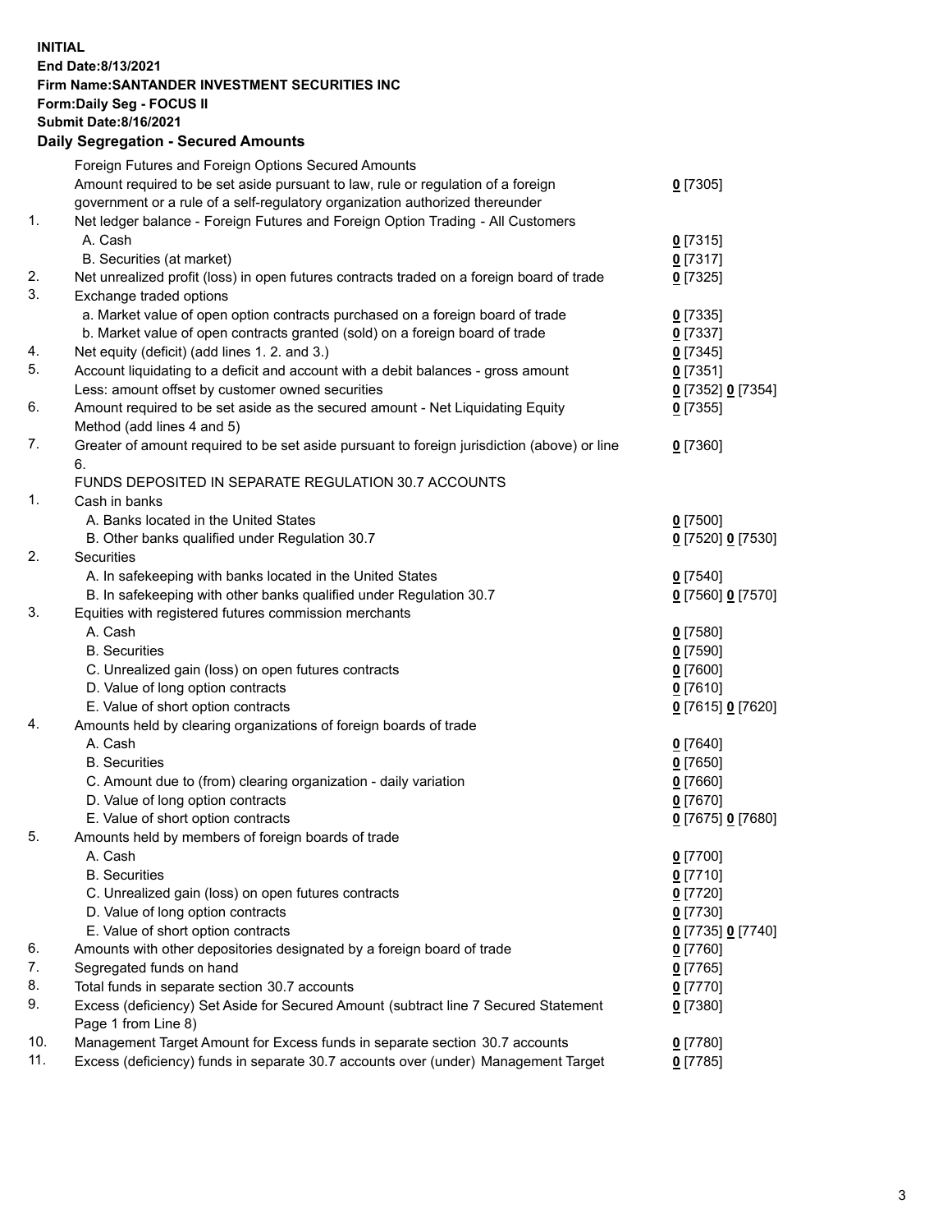**INITIAL**
**End Date:8/13/2021**
**Firm Name:SANTANDER INVESTMENT SECURITIES INC**
**Form:Daily Seg - FOCUS II**
**Submit Date:8/16/2021**

## Daily Segregation - Secured Amounts

| | | |
|---|---|---|
| | Foreign Futures and Foreign Options Secured Amounts | |
| | Amount required to be set aside pursuant to law, rule or regulation of a foreign government or a rule of a self-regulatory organization authorized thereunder | 0 [7305] |
| 1. | Net ledger balance - Foreign Futures and Foreign Option Trading - All Customers | |
| | A. Cash | 0 [7315] |
| | B. Securities (at market) | 0 [7317] |
| 2. | Net unrealized profit (loss) in open futures contracts traded on a foreign board of trade | 0 [7325] |
| 3. | Exchange traded options | |
| | a. Market value of open option contracts purchased on a foreign board of trade | 0 [7335] |
| | b. Market value of open contracts granted (sold) on a foreign board of trade | 0 [7337] |
| 4. | Net equity (deficit) (add lines 1. 2. and 3.) | 0 [7345] |
| 5. | Account liquidating to a deficit and account with a debit balances - gross amount | 0 [7351] |
| | Less: amount offset by customer owned securities | 0 [7352] 0 [7354] |
| 6. | Amount required to be set aside as the secured amount - Net Liquidating Equity Method (add lines 4 and 5) | 0 [7355] |
| 7. | Greater of amount required to be set aside pursuant to foreign jurisdiction (above) or line 6. | 0 [7360] |
| | FUNDS DEPOSITED IN SEPARATE REGULATION 30.7 ACCOUNTS | |
| 1. | Cash in banks | |
| | A. Banks located in the United States | 0 [7500] |
| | B. Other banks qualified under Regulation 30.7 | 0 [7520] 0 [7530] |
| 2. | Securities | |
| | A. In safekeeping with banks located in the United States | 0 [7540] |
| | B. In safekeeping with other banks qualified under Regulation 30.7 | 0 [7560] 0 [7570] |
| 3. | Equities with registered futures commission merchants | |
| | A. Cash | 0 [7580] |
| | B. Securities | 0 [7590] |
| | C. Unrealized gain (loss) on open futures contracts | 0 [7600] |
| | D. Value of long option contracts | 0 [7610] |
| | E. Value of short option contracts | 0 [7615] 0 [7620] |
| 4. | Amounts held by clearing organizations of foreign boards of trade | |
| | A. Cash | 0 [7640] |
| | B. Securities | 0 [7650] |
| | C. Amount due to (from) clearing organization - daily variation | 0 [7660] |
| | D. Value of long option contracts | 0 [7670] |
| | E. Value of short option contracts | 0 [7675] 0 [7680] |
| 5. | Amounts held by members of foreign boards of trade | |
| | A. Cash | 0 [7700] |
| | B. Securities | 0 [7710] |
| | C. Unrealized gain (loss) on open futures contracts | 0 [7720] |
| | D. Value of long option contracts | 0 [7730] |
| | E. Value of short option contracts | 0 [7735] 0 [7740] |
| 6. | Amounts with other depositories designated by a foreign board of trade | 0 [7760] |
| 7. | Segregated funds on hand | 0 [7765] |
| 8. | Total funds in separate section 30.7 accounts | 0 [7770] |
| 9. | Excess (deficiency) Set Aside for Secured Amount (subtract line 7 Secured Statement Page 1 from Line 8) | 0 [7380] |
| 10. | Management Target Amount for Excess funds in separate section 30.7 accounts | 0 [7780] |
| 11. | Excess (deficiency) funds in separate 30.7 accounts over (under) Management Target | 0 [7785] |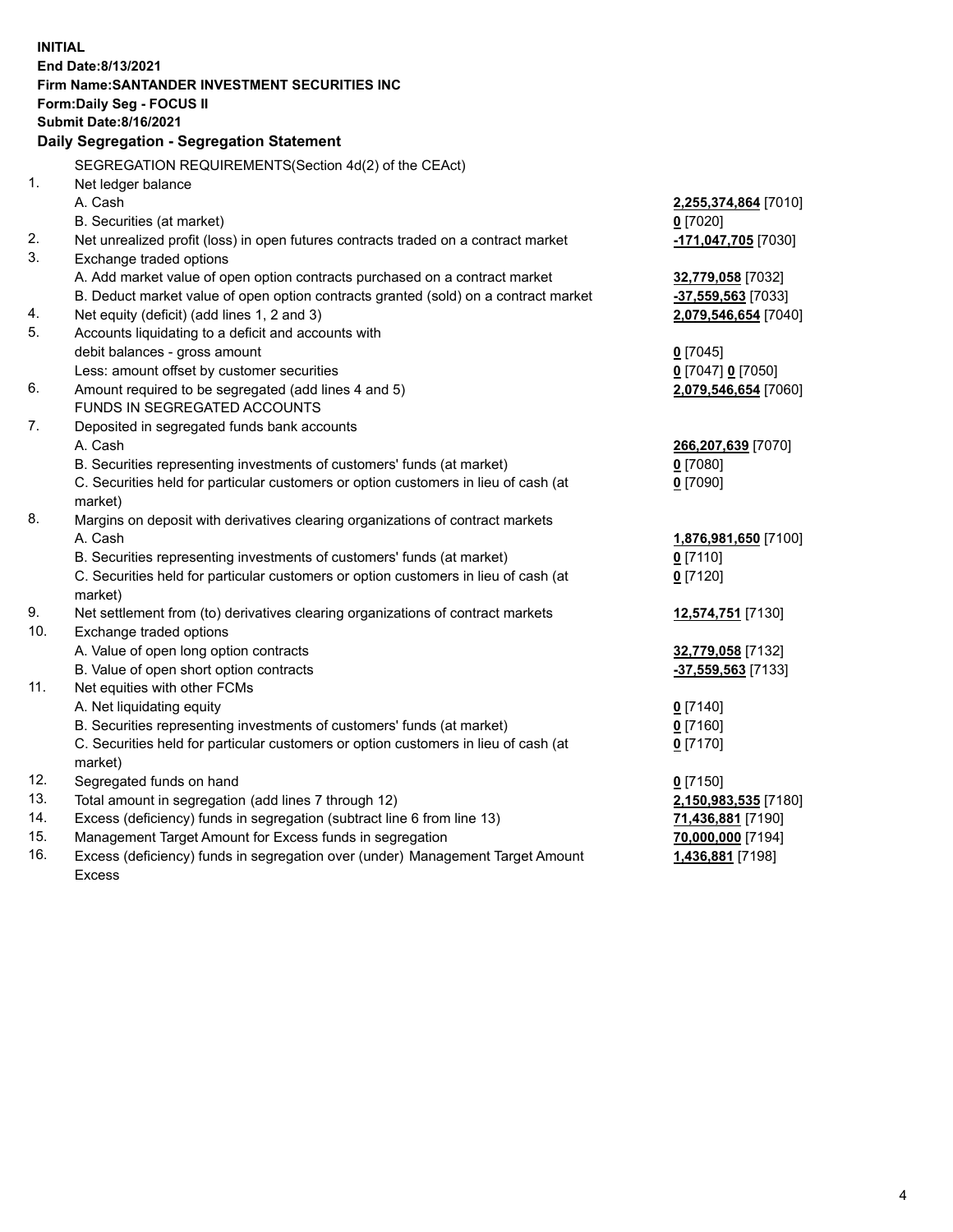**INITIAL**
**End Date:8/13/2021**
**Firm Name:SANTANDER INVESTMENT SECURITIES INC**
**Form:Daily Seg - FOCUS II**
**Submit Date:8/16/2021**

## Daily Segregation - Segregation Statement

SEGREGATION REQUIREMENTS(Section 4d(2) of the CEAct)

| | | |
|---|---|---|
| 1. | Net ledger balance | |
| | A. Cash | **2,255,374,864** [7010] |
| | B. Securities (at market) | **0** [7020] |
| 2. | Net unrealized profit (loss) in open futures contracts traded on a contract market | **-171,047,705** [7030] |
| 3. | Exchange traded options | |
| | A. Add market value of open option contracts purchased on a contract market | **32,779,058** [7032] |
| | B. Deduct market value of open option contracts granted (sold) on a contract market | **-37,559,563** [7033] |
| 4. | Net equity (deficit) (add lines 1, 2 and 3) | **2,079,546,654** [7040] |
| 5. | Accounts liquidating to a deficit and accounts with debit balances - gross amount | **0** [7045] |
| | Less: amount offset by customer securities | **0** [7047] **0** [7050] |
| 6. | Amount required to be segregated (add lines 4 and 5) | **2,079,546,654** [7060] |
| | FUNDS IN SEGREGATED ACCOUNTS | |
| 7. | Deposited in segregated funds bank accounts | |
| | A. Cash | **266,207,639** [7070] |
| | B. Securities representing investments of customers' funds (at market) | **0** [7080] |
| | C. Securities held for particular customers or option customers in lieu of cash (at market) | **0** [7090] |
| 8. | Margins on deposit with derivatives clearing organizations of contract markets | |
| | A. Cash | **1,876,981,650** [7100] |
| | B. Securities representing investments of customers' funds (at market) | **0** [7110] |
| | C. Securities held for particular customers or option customers in lieu of cash (at market) | **0** [7120] |
| 9. | Net settlement from (to) derivatives clearing organizations of contract markets | **12,574,751** [7130] |
| 10. | Exchange traded options | |
| | A. Value of open long option contracts | **32,779,058** [7132] |
| | B. Value of open short option contracts | **-37,559,563** [7133] |
| 11. | Net equities with other FCMs | |
| | A. Net liquidating equity | **0** [7140] |
| | B. Securities representing investments of customers' funds (at market) | **0** [7160] |
| | C. Securities held for particular customers or option customers in lieu of cash (at market) | **0** [7170] |
| 12. | Segregated funds on hand | **0** [7150] |
| 13. | Total amount in segregation (add lines 7 through 12) | **2,150,983,535** [7180] |
| 14. | Excess (deficiency) funds in segregation (subtract line 6 from line 13) | **71,436,881** [7190] |
| 15. | Management Target Amount for Excess funds in segregation | **70,000,000** [7194] |
| 16. | Excess (deficiency) funds in segregation over (under) Management Target Amount Excess | **1,436,881** [7198] |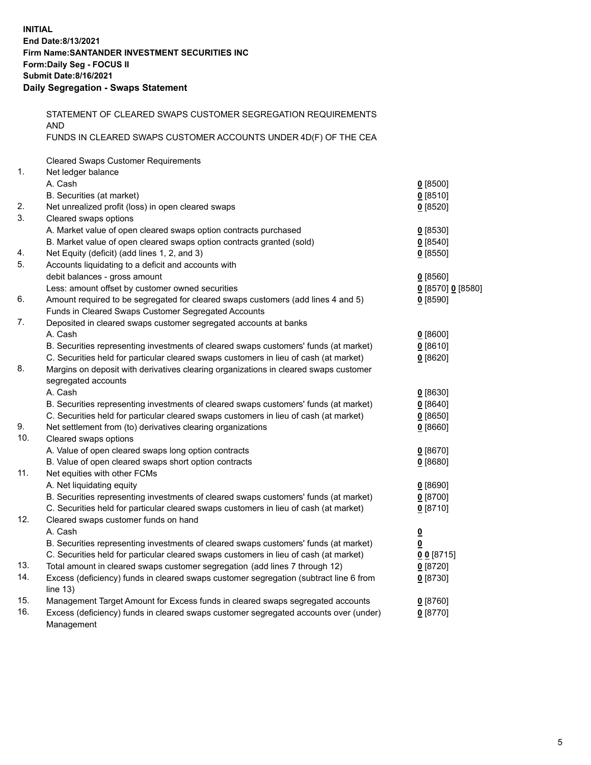**INITIAL**
**End Date:8/13/2021**
**Firm Name:SANTANDER INVESTMENT SECURITIES INC**
**Form:Daily Seg - FOCUS II**
**Submit Date:8/16/2021**
**Daily Segregation - Swaps Statement**

STATEMENT OF CLEARED SWAPS CUSTOMER SEGREGATION REQUIREMENTS AND FUNDS IN CLEARED SWAPS CUSTOMER ACCOUNTS UNDER 4D(F) OF THE CEA

| | | |
|---|---|---|
| | Cleared Swaps Customer Requirements | |
| 1. | Net ledger balance | |
| | A. Cash | 0 [8500] |
| | B. Securities (at market) | 0 [8510] |
| 2. | Net unrealized profit (loss) in open cleared swaps | 0 [8520] |
| 3. | Cleared swaps options | |
| | A. Market value of open cleared swaps option contracts purchased | 0 [8530] |
| | B. Market value of open cleared swaps option contracts granted (sold) | 0 [8540] |
| 4. | Net Equity (deficit) (add lines 1, 2, and 3) | 0 [8550] |
| 5. | Accounts liquidating to a deficit and accounts with debit balances - gross amount | 0 [8560] |
| | Less: amount offset by customer owned securities | 0 [8570] 0 [8580] |
| 6. | Amount required to be segregated for cleared swaps customers (add lines 4 and 5) | 0 [8590] |
| | Funds in Cleared Swaps Customer Segregated Accounts | |
| 7. | Deposited in cleared swaps customer segregated accounts at banks | |
| | A. Cash | 0 [8600] |
| | B. Securities representing investments of cleared swaps customers' funds (at market) | 0 [8610] |
| | C. Securities held for particular cleared swaps customers in lieu of cash (at market) | 0 [8620] |
| 8. | Margins on deposit with derivatives clearing organizations in cleared swaps customer segregated accounts | |
| | A. Cash | 0 [8630] |
| | B. Securities representing investments of cleared swaps customers' funds (at market) | 0 [8640] |
| | C. Securities held for particular cleared swaps customers in lieu of cash (at market) | 0 [8650] |
| 9. | Net settlement from (to) derivatives clearing organizations | 0 [8660] |
| 10. | Cleared swaps options | |
| | A. Value of open cleared swaps long option contracts | 0 [8670] |
| | B. Value of open cleared swaps short option contracts | 0 [8680] |
| 11. | Net equities with other FCMs | |
| | A. Net liquidating equity | 0 [8690] |
| | B. Securities representing investments of cleared swaps customers' funds (at market) | 0 [8700] |
| | C. Securities held for particular cleared swaps customers in lieu of cash (at market) | 0 [8710] |
| 12. | Cleared swaps customer funds on hand | |
| | A. Cash | 0 |
| | B. Securities representing investments of cleared swaps customers' funds (at market) | 0 |
| | C. Securities held for particular cleared swaps customers in lieu of cash (at market) | 0 0 [8715] |
| 13. | Total amount in cleared swaps customer segregation (add lines 7 through 12) | 0 [8720] |
| 14. | Excess (deficiency) funds in cleared swaps customer segregation (subtract line 6 from line 13) | 0 [8730] |
| 15. | Management Target Amount for Excess funds in cleared swaps segregated accounts | 0 [8760] |
| 16. | Excess (deficiency) funds in cleared swaps customer segregated accounts over (under) Management | 0 [8770] |